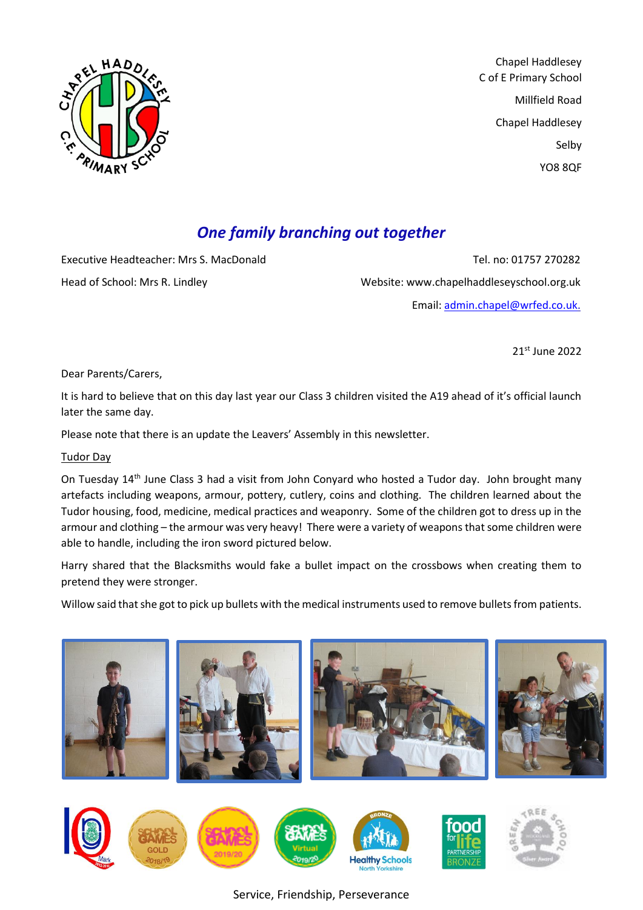Chapel Haddlesey
C of E Primary School
Millfield Road
Chapel Haddlesey
Selby
YO8 8QF

## *One family branching out together*

Executive Headteacher: Mrs S. MacDonald

Head of School: Mrs R. Lindley

Tel. no: 01757 270282

Website: www.chapelhaddleseyschool.org.uk

Email: admin.chapel@wrfed.co.uk.

21st June 2022

Dear Parents/Carers,

It is hard to believe that on this day last year our Class 3 children visited the A19 ahead of it's official launch later the same day.

Please note that there is an update the Leavers' Assembly in this newsletter.

Tudor Day

On Tuesday 14th June Class 3 had a visit from John Conyard who hosted a Tudor day. John brought many artefacts including weapons, armour, pottery, cutlery, coins and clothing. The children learned about the Tudor housing, food, medicine, medical practices and weaponry. Some of the children got to dress up in the armour and clothing – the armour was very heavy! There were a variety of weapons that some children were able to handle, including the iron sword pictured below.

Harry shared that the Blacksmiths would fake a bullet impact on the crossbows when creating them to pretend they were stronger.

Willow said that she got to pick up bullets with the medical instruments used to remove bullets from patients.

Service, Friendship, Perseverance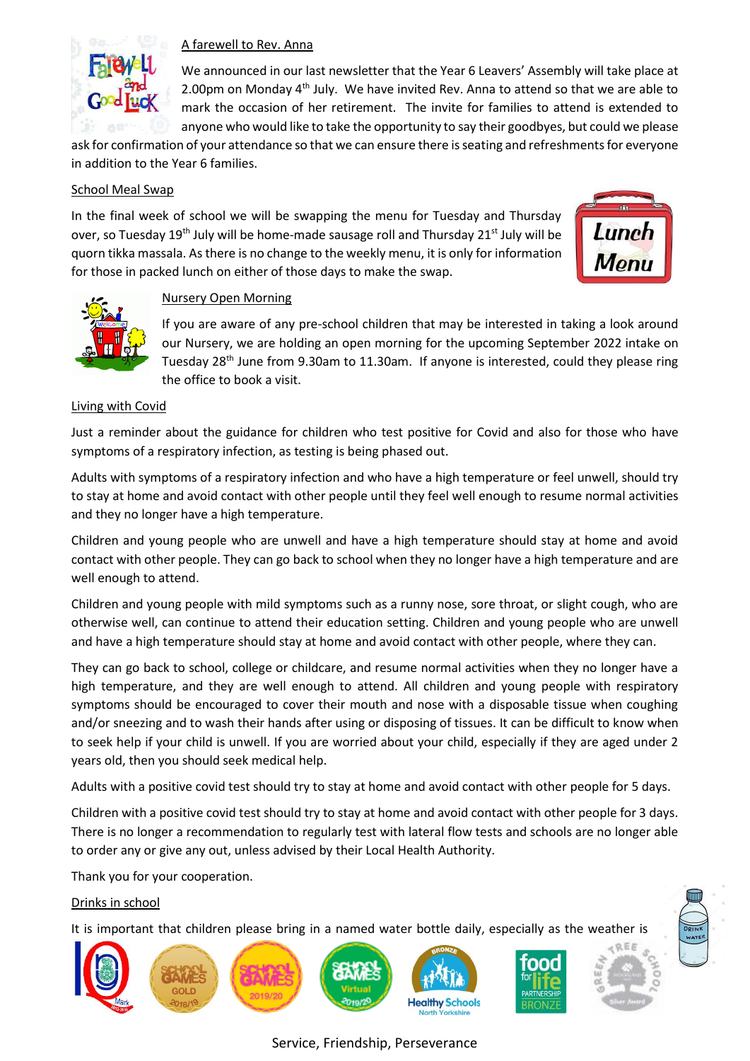## A farewell to Rev. Anna

We announced in our last newsletter that the Year 6 Leavers' Assembly will take place at 2.00pm on Monday 4th July. We have invited Rev. Anna to attend so that we are able to mark the occasion of her retirement. The invite for families to attend is extended to anyone who would like to take the opportunity to say their goodbyes, but could we please ask for confirmation of your attendance so that we can ensure there is seating and refreshments for everyone in addition to the Year 6 families.

## School Meal Swap

In the final week of school we will be swapping the menu for Tuesday and Thursday over, so Tuesday 19th July will be home-made sausage roll and Thursday 21st July will be quorn tikka massala. As there is no change to the weekly menu, it is only for information for those in packed lunch on either of those days to make the swap.

## Nursery Open Morning

If you are aware of any pre-school children that may be interested in taking a look around our Nursery, we are holding an open morning for the upcoming September 2022 intake on Tuesday 28th June from 9.30am to 11.30am. If anyone is interested, could they please ring the office to book a visit.

## Living with Covid

Just a reminder about the guidance for children who test positive for Covid and also for those who have symptoms of a respiratory infection, as testing is being phased out.

Adults with symptoms of a respiratory infection and who have a high temperature or feel unwell, should try to stay at home and avoid contact with other people until they feel well enough to resume normal activities and they no longer have a high temperature.

Children and young people who are unwell and have a high temperature should stay at home and avoid contact with other people. They can go back to school when they no longer have a high temperature and are well enough to attend.

Children and young people with mild symptoms such as a runny nose, sore throat, or slight cough, who are otherwise well, can continue to attend their education setting. Children and young people who are unwell and have a high temperature should stay at home and avoid contact with other people, where they can.

They can go back to school, college or childcare, and resume normal activities when they no longer have a high temperature, and they are well enough to attend. All children and young people with respiratory symptoms should be encouraged to cover their mouth and nose with a disposable tissue when coughing and/or sneezing and to wash their hands after using or disposing of tissues. It can be difficult to know when to seek help if your child is unwell. If you are worried about your child, especially if they are aged under 2 years old, then you should seek medical help.

Adults with a positive covid test should try to stay at home and avoid contact with other people for 5 days.

Children with a positive covid test should try to stay at home and avoid contact with other people for 3 days. There is no longer a recommendation to regularly test with lateral flow tests and schools are no longer able to order any or give any out, unless advised by their Local Health Authority.

Thank you for your cooperation.

## Drinks in school

It is important that children please bring in a named water bottle daily, especially as the weather is

Service, Friendship, Perseverance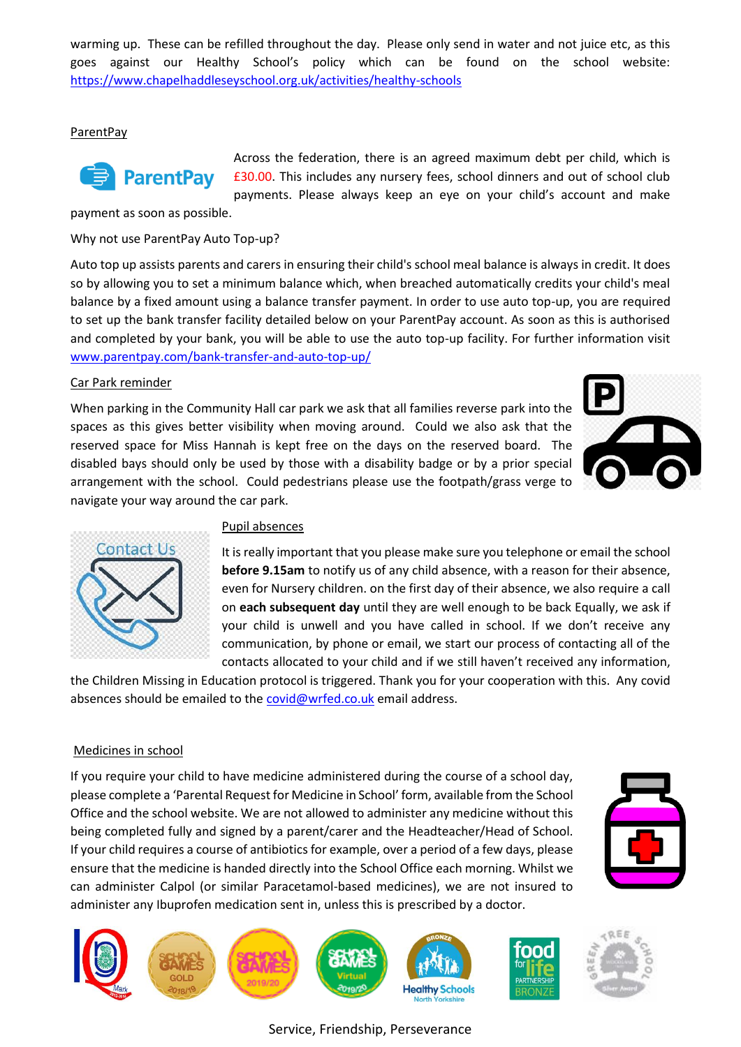warming up. These can be refilled throughout the day. Please only send in water and not juice etc, as this goes against our Healthy School's policy which can be found on the school website: https://www.chapelhaddleseyschool.org.uk/activities/healthy-schools

## ParentPay

Across the federation, there is an agreed maximum debt per child, which is £30.00. This includes any nursery fees, school dinners and out of school club payments. Please always keep an eye on your child's account and make payment as soon as possible.

Why not use ParentPay Auto Top-up?

Auto top up assists parents and carers in ensuring their child's school meal balance is always in credit. It does so by allowing you to set a minimum balance which, when breached automatically credits your child's meal balance by a fixed amount using a balance transfer payment. In order to use auto top-up, you are required to set up the bank transfer facility detailed below on your ParentPay account. As soon as this is authorised and completed by your bank, you will be able to use the auto top-up facility. For further information visit www.parentpay.com/bank-transfer-and-auto-top-up/

## Car Park reminder

When parking in the Community Hall car park we ask that all families reverse park into the spaces as this gives better visibility when moving around. Could we also ask that the reserved space for Miss Hannah is kept free on the days on the reserved board. The disabled bays should only be used by those with a disability badge or by a prior special arrangement with the school. Could pedestrians please use the footpath/grass verge to navigate your way around the car park.

## Pupil absences

It is really important that you please make sure you telephone or email the school **before 9.15am** to notify us of any child absence, with a reason for their absence, even for Nursery children. on the first day of their absence, we also require a call on **each subsequent day** until they are well enough to be back Equally, we ask if your child is unwell and you have called in school. If we don't receive any communication, by phone or email, we start our process of contacting all of the contacts allocated to your child and if we still haven't received any information, the Children Missing in Education protocol is triggered. Thank you for your cooperation with this. Any covid absences should be emailed to the covid@wrfed.co.uk email address.

## Medicines in school

If you require your child to have medicine administered during the course of a school day, please complete a 'Parental Request for Medicine in School' form, available from the School Office and the school website. We are not allowed to administer any medicine without this being completed fully and signed by a parent/carer and the Headteacher/Head of School. If your child requires a course of antibiotics for example, over a period of a few days, please ensure that the medicine is handed directly into the School Office each morning. Whilst we can administer Calpol (or similar Paracetamol-based medicines), we are not insured to administer any Ibuprofen medication sent in, unless this is prescribed by a doctor.

Service, Friendship, Perseverance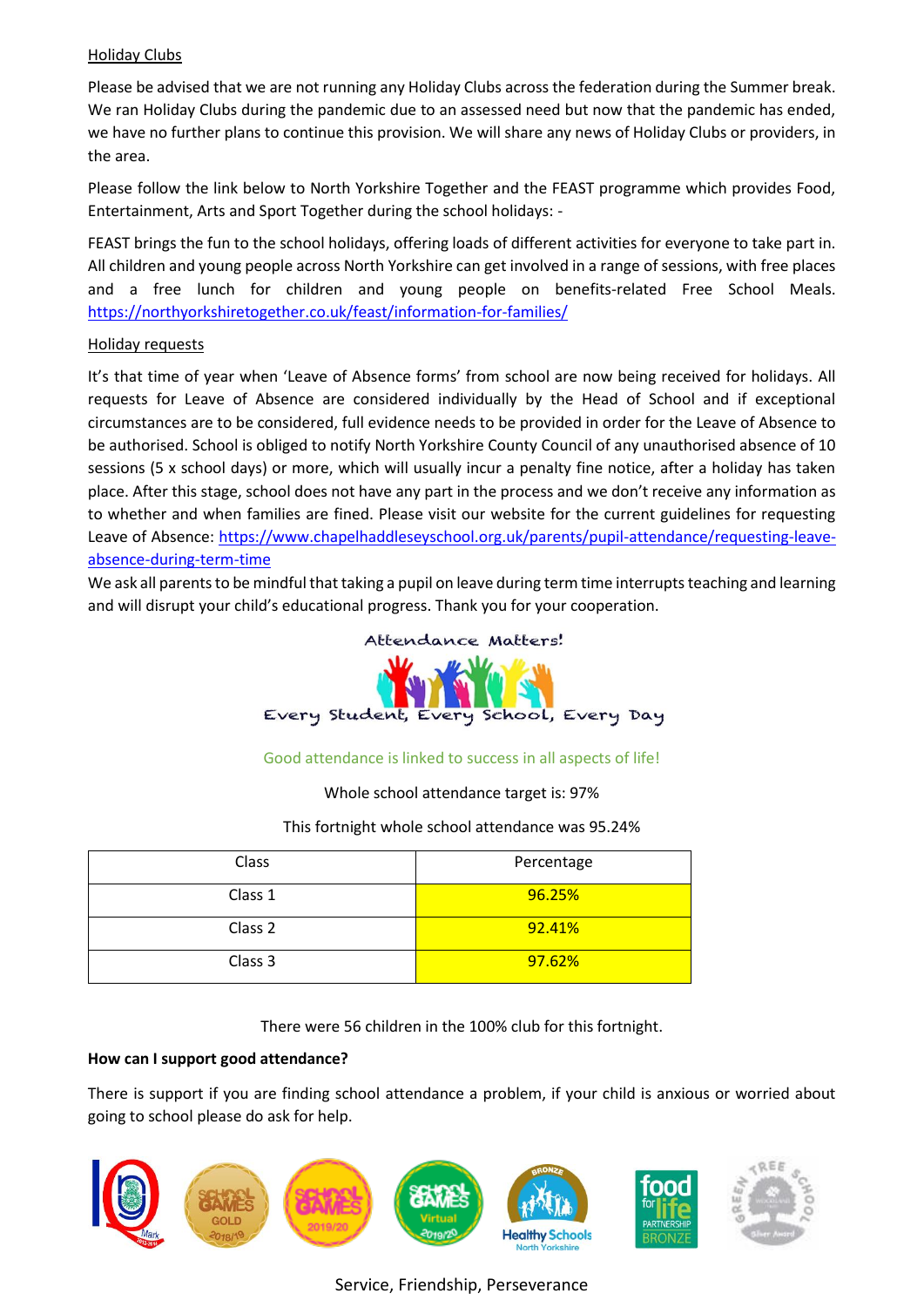Holiday Clubs

Please be advised that we are not running any Holiday Clubs across the federation during the Summer break. We ran Holiday Clubs during the pandemic due to an assessed need but now that the pandemic has ended, we have no further plans to continue this provision. We will share any news of Holiday Clubs or providers, in the area.

Please follow the link below to North Yorkshire Together and the FEAST programme which provides Food, Entertainment, Arts and Sport Together during the school holidays: -

FEAST brings the fun to the school holidays, offering loads of different activities for everyone to take part in. All children and young people across North Yorkshire can get involved in a range of sessions, with free places and a free lunch for children and young people on benefits-related Free School Meals. https://northyorkshiretogether.co.uk/feast/information-for-families/

Holiday requests

It's that time of year when 'Leave of Absence forms' from school are now being received for holidays. All requests for Leave of Absence are considered individually by the Head of School and if exceptional circumstances are to be considered, full evidence needs to be provided in order for the Leave of Absence to be authorised. School is obliged to notify North Yorkshire County Council of any unauthorised absence of 10 sessions (5 x school days) or more, which will usually incur a penalty fine notice, after a holiday has taken place. After this stage, school does not have any part in the process and we don't receive any information as to whether and when families are fined. Please visit our website for the current guidelines for requesting Leave of Absence: https://www.chapelhaddleseyschool.org.uk/parents/pupil-attendance/requesting-leave-absence-during-term-time

We ask all parents to be mindful that taking a pupil on leave during term time interrupts teaching and learning and will disrupt your child's educational progress. Thank you for your cooperation.

Attendance Matters!

Every Student, Every School, Every Day

Good attendance is linked to success in all aspects of life!

Whole school attendance target is: 97%

This fortnight whole school attendance was 95.24%

| Class | Percentage |
|---|---|
| Class 1 | 96.25% |
| Class 2 | 92.41% |
| Class 3 | 97.62% |

There were 56 children in the 100% club for this fortnight.

**How can I support good attendance?**

There is support if you are finding school attendance a problem, if your child is anxious or worried about going to school please do ask for help.

Service, Friendship, Perseverance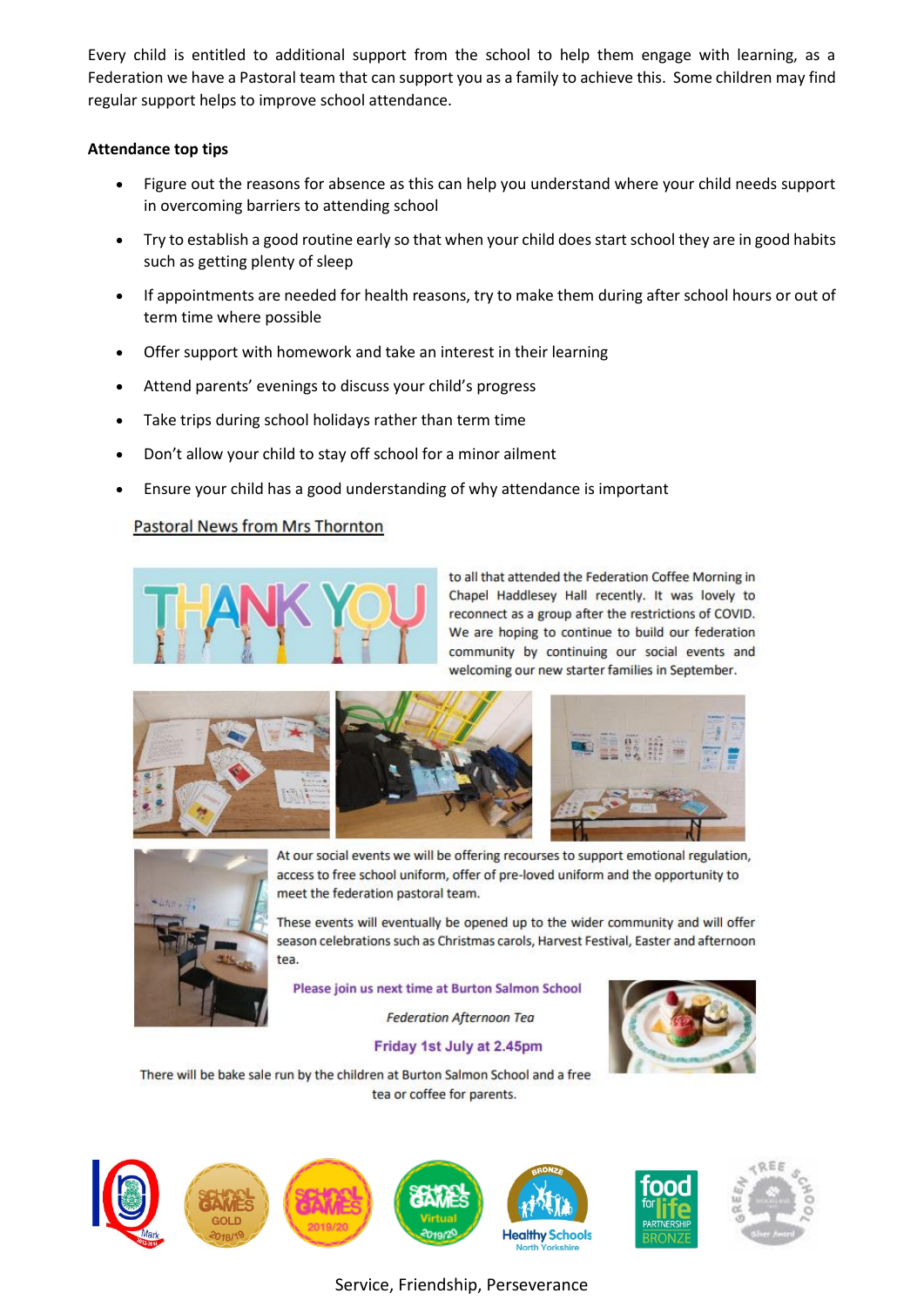Every child is entitled to additional support from the school to help them engage with learning, as a Federation we have a Pastoral team that can support you as a family to achieve this. Some children may find regular support helps to improve school attendance.

**Attendance top tips**

- Figure out the reasons for absence as this can help you understand where your child needs support in overcoming barriers to attending school
- Try to establish a good routine early so that when your child does start school they are in good habits such as getting plenty of sleep
- If appointments are needed for health reasons, try to make them during after school hours or out of term time where possible
- Offer support with homework and take an interest in their learning
- Attend parents' evenings to discuss your child's progress
- Take trips during school holidays rather than term time
- Don't allow your child to stay off school for a minor ailment
- Ensure your child has a good understanding of why attendance is important

## Pastoral News from Mrs Thornton

THANK YOU to all that attended the Federation Coffee Morning in Chapel Haddlesey Hall recently. It was lovely to reconnect as a group after the restrictions of COVID. We are hoping to continue to build our federation community by continuing our social events and welcoming our new starter families in September.

At our social events we will be offering recourses to support emotional regulation, access to free school uniform, offer of pre-loved uniform and the opportunity to meet the federation pastoral team.

These events will eventually be opened up to the wider community and will offer season celebrations such as Christmas carols, Harvest Festival, Easter and afternoon tea.

**Please join us next time at Burton Salmon School**

*Federation Afternoon Tea*

**Friday 1st July at 2.45pm**

There will be bake sale run by the children at Burton Salmon School and a free tea or coffee for parents.

Service, Friendship, Perseverance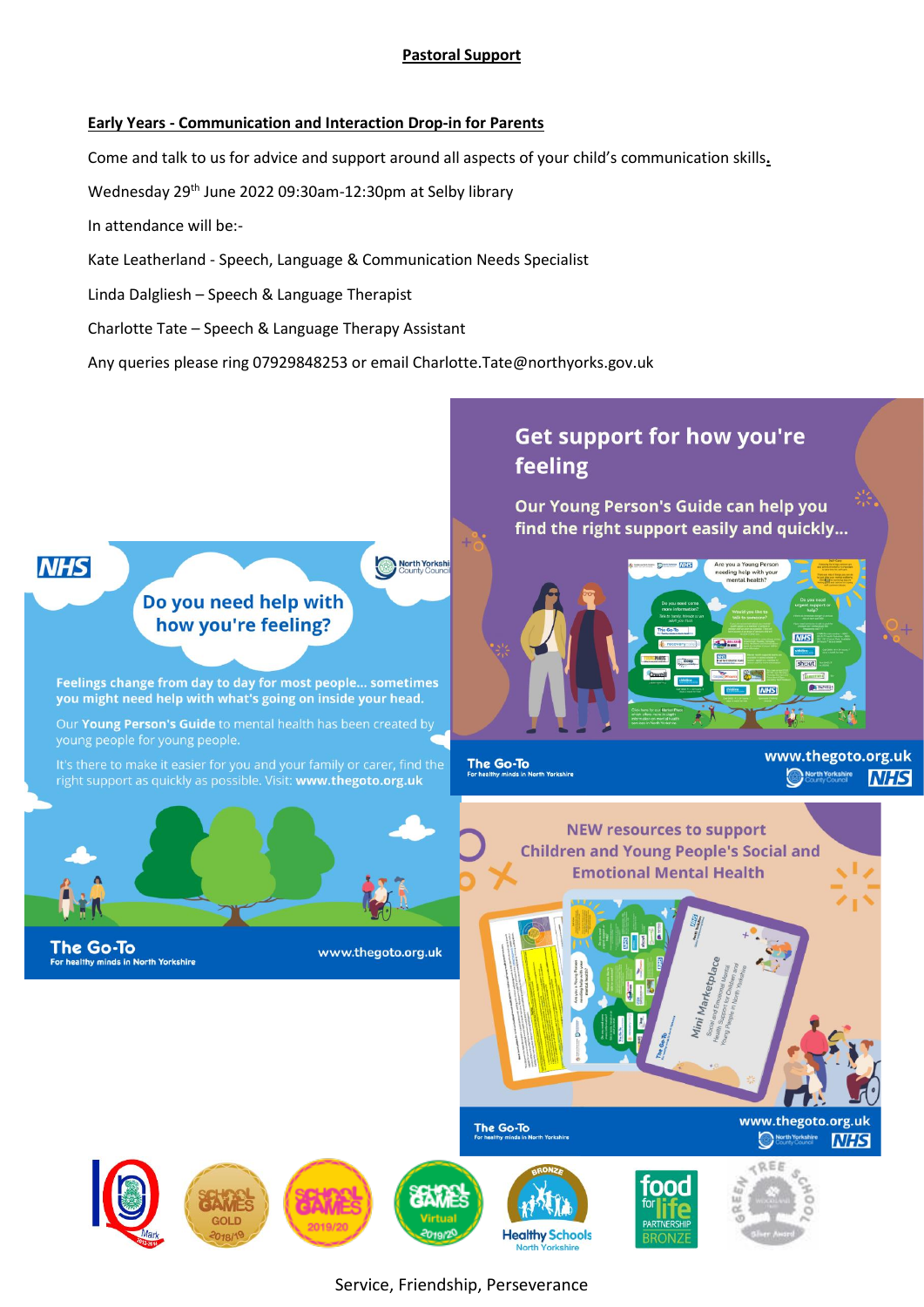## Pastoral Support

### Early Years - Communication and Interaction Drop-in for Parents

Come and talk to us for advice and support around all aspects of your child's communication skills.

Wednesday 29th June 2022 09:30am-12:30pm at Selby library

In attendance will be:-

Kate Leatherland - Speech, Language & Communication Needs Specialist

Linda Dalgliesh – Speech & Language Therapist

Charlotte Tate – Speech & Language Therapy Assistant

Any queries please ring 07929848253 or email Charlotte.Tate@northyorks.gov.uk

**Do you need help with how you're feeling?**

**Feelings change from day to day for most people... sometimes you might need help with what's going on inside your head.**

Our **Young Person's Guide** to mental health has been created by young people for young people.

It's there to make it easier for you and your family or carer, find the right support as quickly as possible. Visit: **www.thegoto.org.uk**

The Go-To
For healthy minds in North Yorkshire

www.thegoto.org.uk

**Get support for how you're feeling**

**Our Young Person's Guide can help you find the right support easily and quickly...**

The Go-To
For healthy minds in North Yorkshire

www.thegoto.org.uk

**NEW resources to support Children and Young People's Social and Emotional Mental Health**

The Go-To
For healthy minds in North Yorkshire

www.thegoto.org.uk

Service, Friendship, Perseverance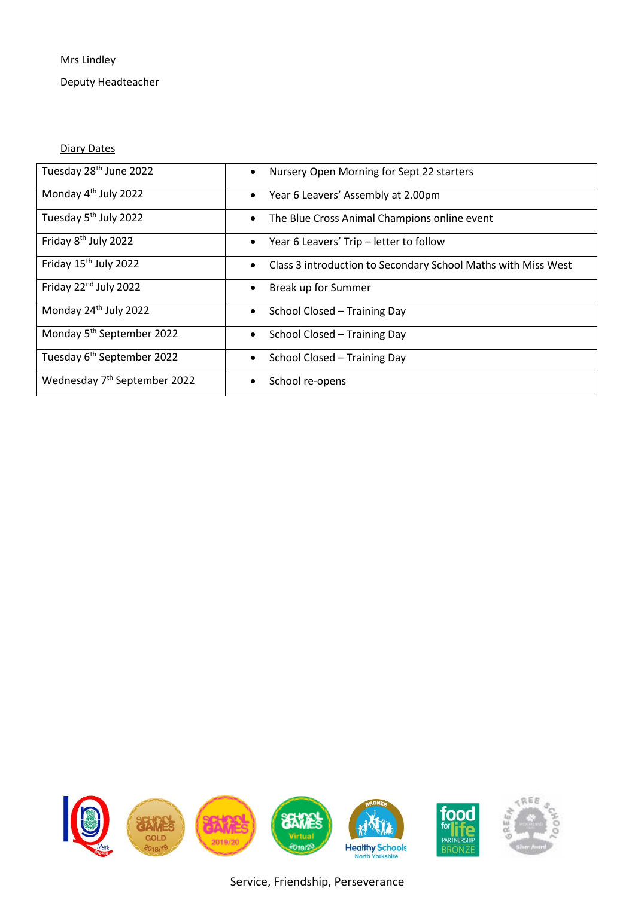Mrs Lindley

Deputy Headteacher

Diary Dates

| | |
|---|---|
| Tuesday 28th June 2022 | • Nursery Open Morning for Sept 22 starters |
| Monday 4th July 2022 | • Year 6 Leavers' Assembly at 2.00pm |
| Tuesday 5th July 2022 | • The Blue Cross Animal Champions online event |
| Friday 8th July 2022 | • Year 6 Leavers' Trip – letter to follow |
| Friday 15th July 2022 | • Class 3 introduction to Secondary School Maths with Miss West |
| Friday 22nd July 2022 | • Break up for Summer |
| Monday 24th July 2022 | • School Closed – Training Day |
| Monday 5th September 2022 | • School Closed – Training Day |
| Tuesday 6th September 2022 | • School Closed – Training Day |
| Wednesday 7th September 2022 | • School re-opens |

Service, Friendship, Perseverance